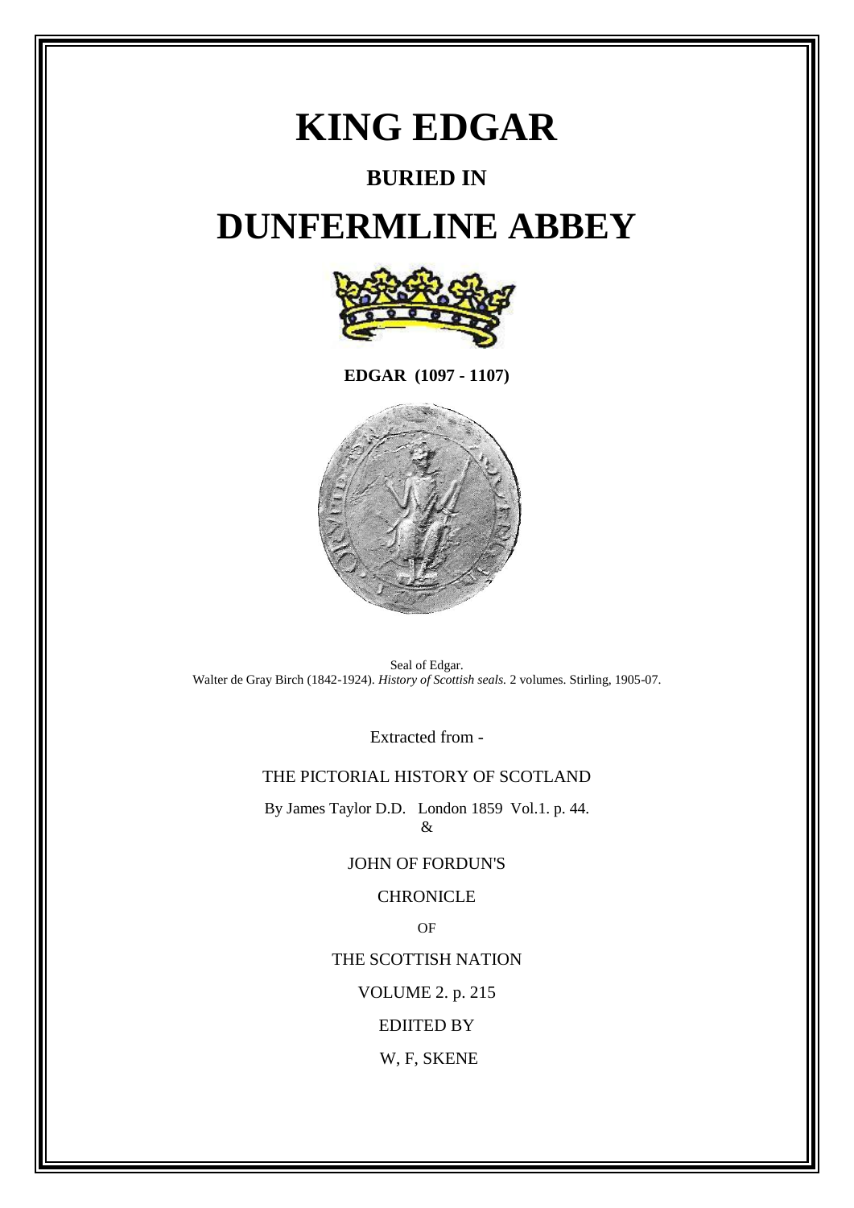# KING EDGAR

## BURIED IN

# DUNFERMLINE ABBEY

**EDGAR (1097 - 1107)**

Seal of Edgar.
Walter de Gray Birch (1842-1924). *History of Scottish seals.* 2 volumes. Stirling, 1905-07.

Extracted from -

THE PICTORIAL HISTORY OF SCOTLAND

By James Taylor D.D. London 1859 Vol.1. p. 44.
&

JOHN OF FORDUN'S

CHRONICLE

OF

THE SCOTTISH NATION

VOLUME 2. p. 215

EDIITED BY

W, F, SKENE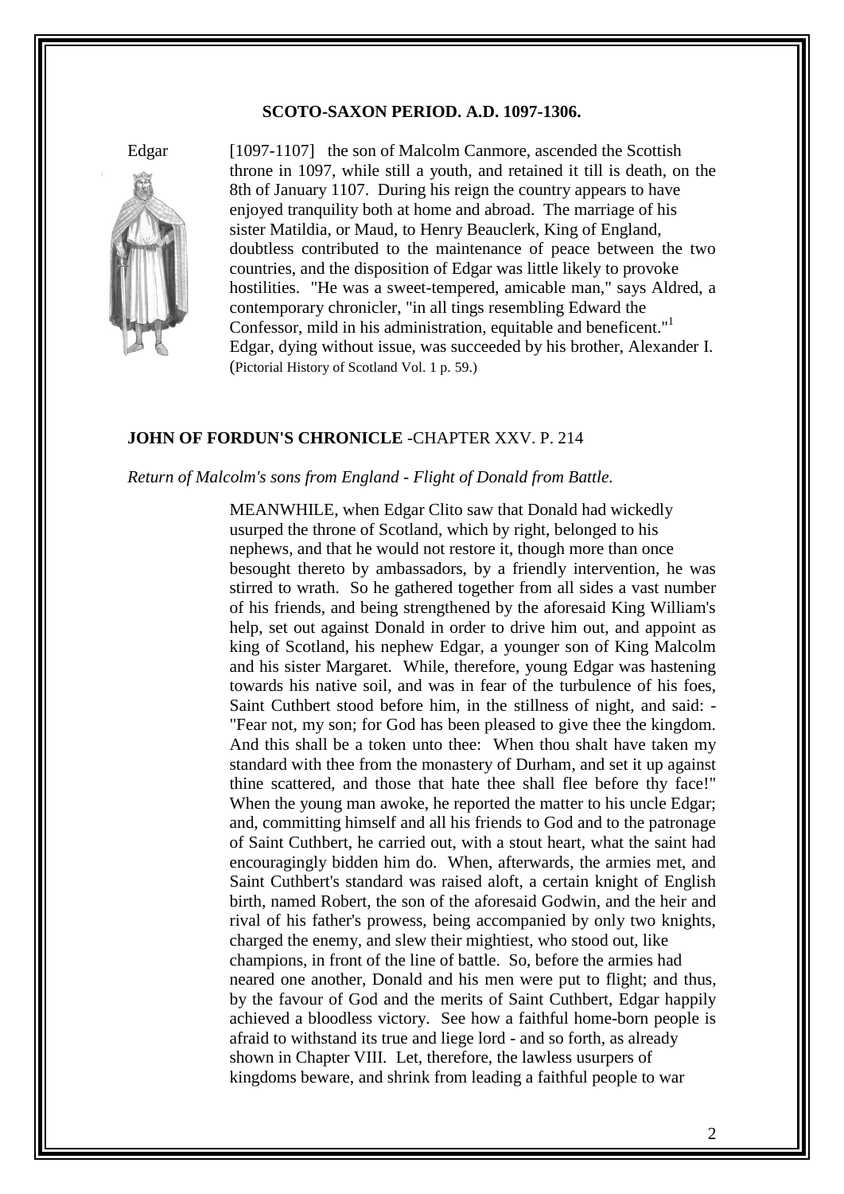**SCOTO-SAXON PERIOD. A.D. 1097-1306.**

Edgar [1097-1107] the son of Malcolm Canmore, ascended the Scottish throne in 1097, while still a youth, and retained it till is death, on the 8th of January 1107. During his reign the country appears to have enjoyed tranquility both at home and abroad. The marriage of his sister Matildia, or Maud, to Henry Beauclerk, King of England, doubtless contributed to the maintenance of peace between the two countries, and the disposition of Edgar was little likely to provoke hostilities. "He was a sweet-tempered, amicable man," says Aldred, a contemporary chronicler, "in all tings resembling Edward the Confessor, mild in his administration, equitable and beneficent."[1] Edgar, dying without issue, was succeeded by his brother, Alexander I. (Pictorial History of Scotland Vol. 1 p. 59.)

**JOHN OF FORDUN'S CHRONICLE** -CHAPTER XXV. P. 214

*Return of Malcolm's sons from England - Flight of Donald from Battle.*

MEANWHILE, when Edgar Clito saw that Donald had wickedly usurped the throne of Scotland, which by right, belonged to his nephews, and that he would not restore it, though more than once besought thereto by ambassadors, by a friendly intervention, he was stirred to wrath. So he gathered together from all sides a vast number of his friends, and being strengthened by the aforesaid King William's help, set out against Donald in order to drive him out, and appoint as king of Scotland, his nephew Edgar, a younger son of King Malcolm and his sister Margaret. While, therefore, young Edgar was hastening towards his native soil, and was in fear of the turbulence of his foes, Saint Cuthbert stood before him, in the stillness of night, and said: - "Fear not, my son; for God has been pleased to give thee the kingdom. And this shall be a token unto thee: When thou shalt have taken my standard with thee from the monastery of Durham, and set it up against thine scattered, and those that hate thee shall flee before thy face!" When the young man awoke, he reported the matter to his uncle Edgar; and, committing himself and all his friends to God and to the patronage of Saint Cuthbert, he carried out, with a stout heart, what the saint had encouragingly bidden him do. When, afterwards, the armies met, and Saint Cuthbert's standard was raised aloft, a certain knight of English birth, named Robert, the son of the aforesaid Godwin, and the heir and rival of his father's prowess, being accompanied by only two knights, charged the enemy, and slew their mightiest, who stood out, like champions, in front of the line of battle. So, before the armies had neared one another, Donald and his men were put to flight; and thus, by the favour of God and the merits of Saint Cuthbert, Edgar happily achieved a bloodless victory. See how a faithful home-born people is afraid to withstand its true and liege lord - and so forth, as already shown in Chapter VIII. Let, therefore, the lawless usurpers of kingdoms beware, and shrink from leading a faithful people to war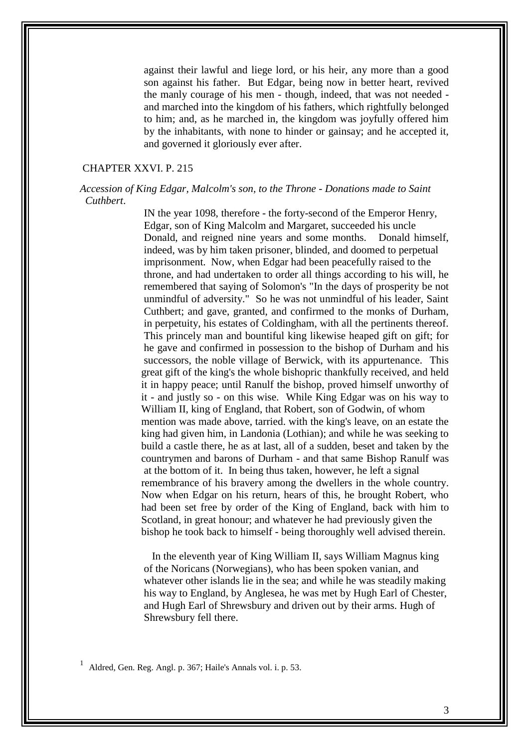against their lawful and liege lord, or his heir, any more than a good son against his father. But Edgar, being now in better heart, revived the manly courage of his men - though, indeed, that was not needed - and marched into the kingdom of his fathers, which rightfully belonged to him; and, as he marched in, the kingdom was joyfully offered him by the inhabitants, with none to hinder or gainsay; and he accepted it, and governed it gloriously ever after.

## CHAPTER XXVI. P. 215

*Accession of King Edgar, Malcolm's son, to the Throne - Donations made to Saint Cuthbert.*

IN the year 1098, therefore - the forty-second of the Emperor Henry, Edgar, son of King Malcolm and Margaret, succeeded his uncle Donald, and reigned nine years and some months. Donald himself, indeed, was by him taken prisoner, blinded, and doomed to perpetual imprisonment. Now, when Edgar had been peacefully raised to the throne, and had undertaken to order all things according to his will, he remembered that saying of Solomon's "In the days of prosperity be not unmindful of adversity." So he was not unmindful of his leader, Saint Cuthbert; and gave, granted, and confirmed to the monks of Durham, in perpetuity, his estates of Coldingham, with all the pertinents thereof. This princely man and bountiful king likewise heaped gift on gift; for he gave and confirmed in possession to the bishop of Durham and his successors, the noble village of Berwick, with its appurtenance. This great gift of the king's the whole bishopric thankfully received, and held it in happy peace; until Ranulf the bishop, proved himself unworthy of it - and justly so - on this wise. While King Edgar was on his way to William II, king of England, that Robert, son of Godwin, of whom mention was made above, tarried. with the king's leave, on an estate the king had given him, in Landonia (Lothian); and while he was seeking to build a castle there, he as at last, all of a sudden, beset and taken by the countrymen and barons of Durham - and that same Bishop Ranulf was at the bottom of it. In being thus taken, however, he left a signal remembrance of his bravery among the dwellers in the whole country. Now when Edgar on his return, hears of this, he brought Robert, who had been set free by order of the King of England, back with him to Scotland, in great honour; and whatever he had previously given the bishop he took back to himself - being thoroughly well advised therein.

In the eleventh year of King William II, says William Magnus king of the Noricans (Norwegians), who has been spoken vanian, and whatever other islands lie in the sea; and while he was steadily making his way to England, by Anglesea, he was met by Hugh Earl of Chester, and Hugh Earl of Shrewsbury and driven out by their arms. Hugh of Shrewsbury fell there.

[1] Aldred, Gen. Reg. Angl. p. 367; Haile's Annals vol. i. p. 53.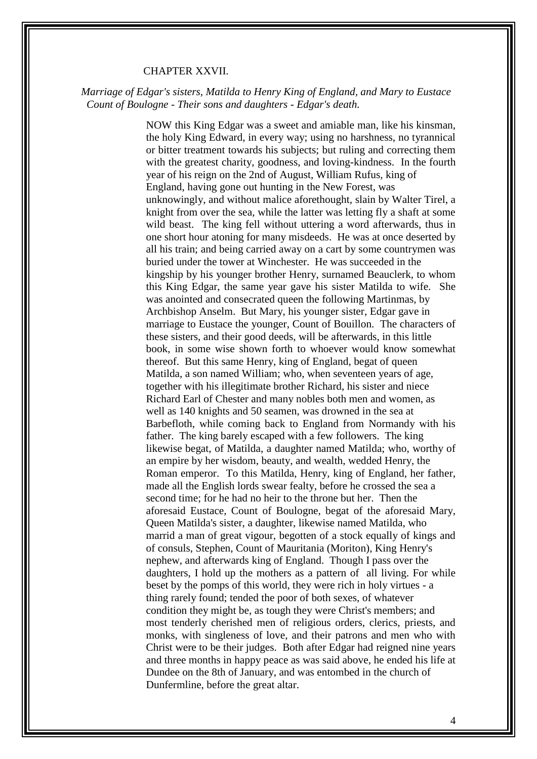## CHAPTER XXVII.

*Marriage of Edgar's sisters, Matilda to Henry King of England, and Mary to Eustace Count of Boulogne - Their sons and daughters - Edgar's death.*

NOW this King Edgar was a sweet and amiable man, like his kinsman, the holy King Edward, in every way; using no harshness, no tyrannical or bitter treatment towards his subjects; but ruling and correcting them with the greatest charity, goodness, and loving-kindness. In the fourth year of his reign on the 2nd of August, William Rufus, king of England, having gone out hunting in the New Forest, was unknowingly, and without malice aforethought, slain by Walter Tirel, a knight from over the sea, while the latter was letting fly a shaft at some wild beast. The king fell without uttering a word afterwards, thus in one short hour atoning for many misdeeds. He was at once deserted by all his train; and being carried away on a cart by some countrymen was buried under the tower at Winchester. He was succeeded in the kingship by his younger brother Henry, surnamed Beauclerk, to whom this King Edgar, the same year gave his sister Matilda to wife. She was anointed and consecrated queen the following Martinmas, by Archbishop Anselm. But Mary, his younger sister, Edgar gave in marriage to Eustace the younger, Count of Bouillon. The characters of these sisters, and their good deeds, will be afterwards, in this little book, in some wise shown forth to whoever would know somewhat thereof. But this same Henry, king of England, begat of queen Matilda, a son named William; who, when seventeen years of age, together with his illegitimate brother Richard, his sister and niece Richard Earl of Chester and many nobles both men and women, as well as 140 knights and 50 seamen, was drowned in the sea at Barbefloth, while coming back to England from Normandy with his father. The king barely escaped with a few followers. The king likewise begat, of Matilda, a daughter named Matilda; who, worthy of an empire by her wisdom, beauty, and wealth, wedded Henry, the Roman emperor. To this Matilda, Henry, king of England, her father, made all the English lords swear fealty, before he crossed the sea a second time; for he had no heir to the throne but her. Then the aforesaid Eustace, Count of Boulogne, begat of the aforesaid Mary, Queen Matilda's sister, a daughter, likewise named Matilda, who marrid a man of great vigour, begotten of a stock equally of kings and of consuls, Stephen, Count of Mauritania (Moriton), King Henry's nephew, and afterwards king of England. Though I pass over the daughters, I hold up the mothers as a pattern of all living. For while beset by the pomps of this world, they were rich in holy virtues - a thing rarely found; tended the poor of both sexes, of whatever condition they might be, as tough they were Christ's members; and most tenderly cherished men of religious orders, clerics, priests, and monks, with singleness of love, and their patrons and men who with Christ were to be their judges. Both after Edgar had reigned nine years and three months in happy peace as was said above, he ended his life at Dundee on the 8th of January, and was entombed in the church of Dunfermline, before the great altar.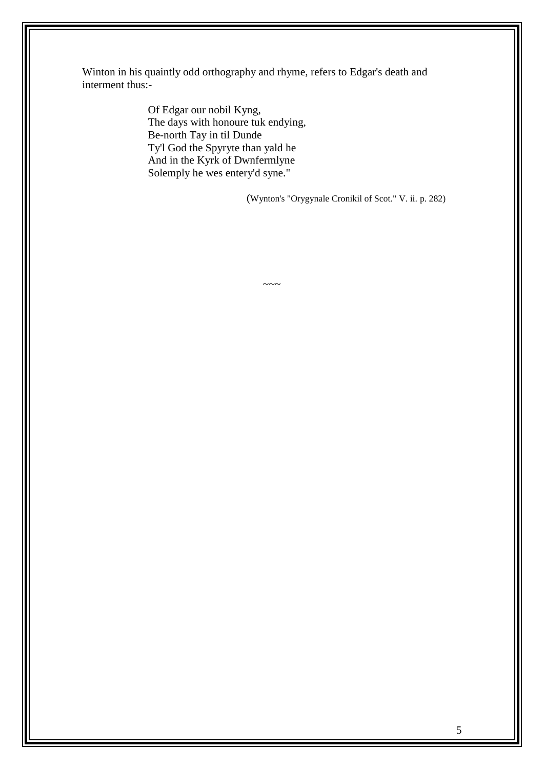Winton in his quaintly odd orthography and rhyme, refers to Edgar's death and interment thus:-

> Of Edgar our nobil Kyng,  
> The days with honoure tuk endying,  
> Be-north Tay in til Dunde  
> Ty'l God the Spyryte than yald he  
> And in the Kyrk of Dwnfermlyne  
> Solemply he wes entery'd syne."

(Wynton's "Orygynale Cronikil of Scot." V. ii. p. 282)

~~~